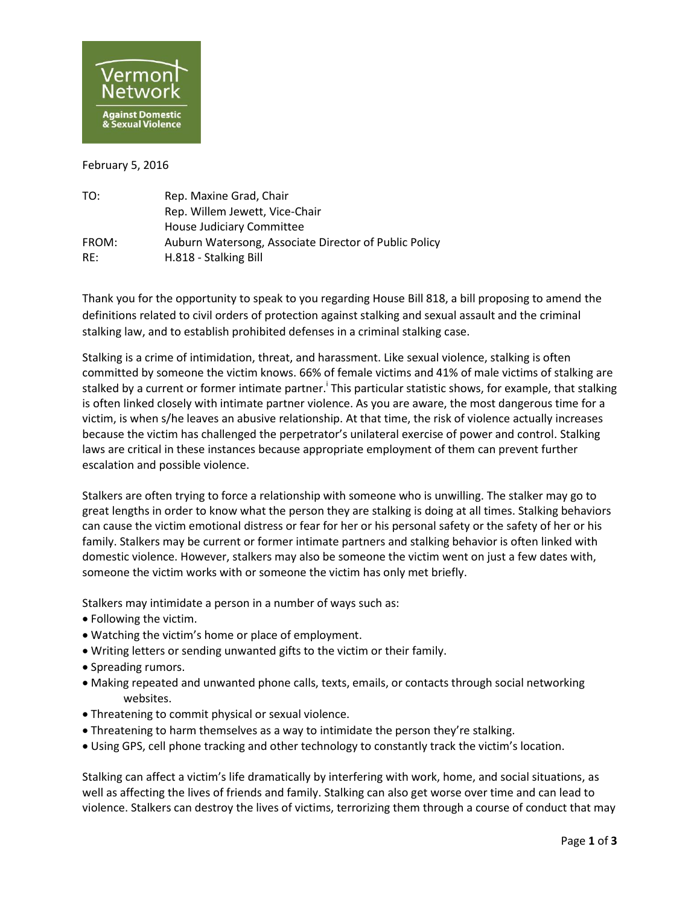Vermont Network Against Domestic & Sexual Violence

February 5, 2016

| | |
|---|---|
| TO: | Rep. Maxine Grad, Chair |
| | Rep. Willem Jewett, Vice-Chair |
| | House Judiciary Committee |
| FROM: | Auburn Watersong, Associate Director of Public Policy |
| RE: | H.818 - Stalking Bill |

Thank you for the opportunity to speak to you regarding House Bill 818, a bill proposing to amend the definitions related to civil orders of protection against stalking and sexual assault and the criminal stalking law, and to establish prohibited defenses in a criminal stalking case.

Stalking is a crime of intimidation, threat, and harassment. Like sexual violence, stalking is often committed by someone the victim knows. 66% of female victims and 41% of male victims of stalking are stalked by a current or former intimate partner.[i] This particular statistic shows, for example, that stalking is often linked closely with intimate partner violence. As you are aware, the most dangerous time for a victim, is when s/he leaves an abusive relationship. At that time, the risk of violence actually increases because the victim has challenged the perpetrator's unilateral exercise of power and control. Stalking laws are critical in these instances because appropriate employment of them can prevent further escalation and possible violence.

Stalkers are often trying to force a relationship with someone who is unwilling. The stalker may go to great lengths in order to know what the person they are stalking is doing at all times. Stalking behaviors can cause the victim emotional distress or fear for her or his personal safety or the safety of her or his family. Stalkers may be current or former intimate partners and stalking behavior is often linked with domestic violence. However, stalkers may also be someone the victim went on just a few dates with, someone the victim works with or someone the victim has only met briefly.

Stalkers may intimidate a person in a number of ways such as:

- Following the victim.
- Watching the victim's home or place of employment.
- Writing letters or sending unwanted gifts to the victim or their family.
- Spreading rumors.
- Making repeated and unwanted phone calls, texts, emails, or contacts through social networking websites.
- Threatening to commit physical or sexual violence.
- Threatening to harm themselves as a way to intimidate the person they're stalking.
- Using GPS, cell phone tracking and other technology to constantly track the victim's location.

Stalking can affect a victim's life dramatically by interfering with work, home, and social situations, as well as affecting the lives of friends and family. Stalking can also get worse over time and can lead to violence. Stalkers can destroy the lives of victims, terrorizing them through a course of conduct that may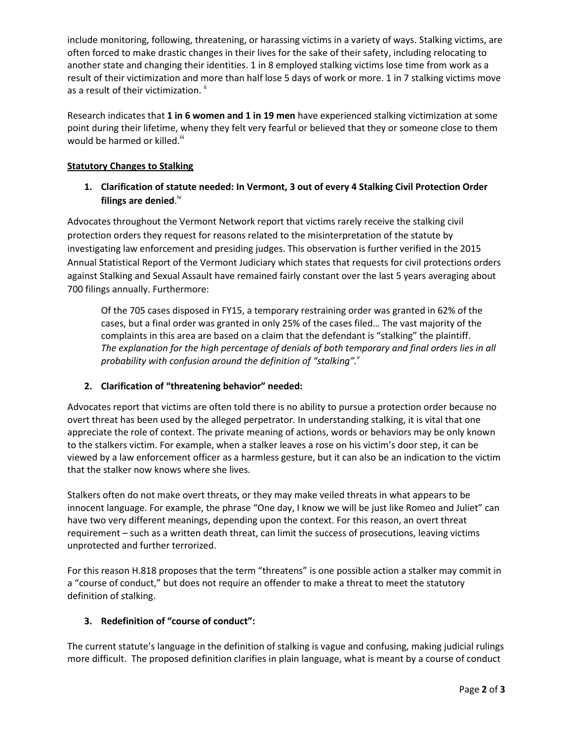include monitoring, following, threatening, or harassing victims in a variety of ways. Stalking victims, are often forced to make drastic changes in their lives for the sake of their safety, including relocating to another state and changing their identities. 1 in 8 employed stalking victims lose time from work as a result of their victimization and more than half lose 5 days of work or more. 1 in 7 stalking victims move as a result of their victimization. [ii]

Research indicates that **1 in 6 women and 1 in 19 men** have experienced stalking victimization at some point during their lifetime, wheny they felt very fearful or believed that they or someone close to them would be harmed or killed.[iii]

**Statutory Changes to Stalking**

1. **Clarification of statute needed: In Vermont, 3 out of every 4 Stalking Civil Protection Order filings are denied**.[iv]

Advocates throughout the Vermont Network report that victims rarely receive the stalking civil protection orders they request for reasons related to the misinterpretation of the statute by investigating law enforcement and presiding judges. This observation is further verified in the 2015 Annual Statistical Report of the Vermont Judiciary which states that requests for civil protections orders against Stalking and Sexual Assault have remained fairly constant over the last 5 years averaging about 700 filings annually. Furthermore:

> Of the 705 cases disposed in FY15, a temporary restraining order was granted in 62% of the cases, but a final order was granted in only 25% of the cases filed… The vast majority of the complaints in this area are based on a claim that the defendant is "stalking" the plaintiff. *The explanation for the high percentage of denials of both temporary and final orders lies in all probability with confusion around the definition of "stalking".*[v]

2. **Clarification of "threatening behavior" needed:**

Advocates report that victims are often told there is no ability to pursue a protection order because no overt threat has been used by the alleged perpetrator. In understanding stalking, it is vital that one appreciate the role of context. The private meaning of actions, words or behaviors may be only known to the stalkers victim. For example, when a stalker leaves a rose on his victim's door step, it can be viewed by a law enforcement officer as a harmless gesture, but it can also be an indication to the victim that the stalker now knows where she lives.

Stalkers often do not make overt threats, or they may make veiled threats in what appears to be innocent language. For example, the phrase "One day, I know we will be just like Romeo and Juliet" can have two very different meanings, depending upon the context. For this reason, an overt threat requirement – such as a written death threat, can limit the success of prosecutions, leaving victims unprotected and further terrorized.

For this reason H.818 proposes that the term "threatens" is one possible action a stalker may commit in a "course of conduct," but does not require an offender to make a threat to meet the statutory definition of stalking.

3. **Redefinition of "course of conduct":**

The current statute's language in the definition of stalking is vague and confusing, making judicial rulings more difficult. The proposed definition clarifies in plain language, what is meant by a course of conduct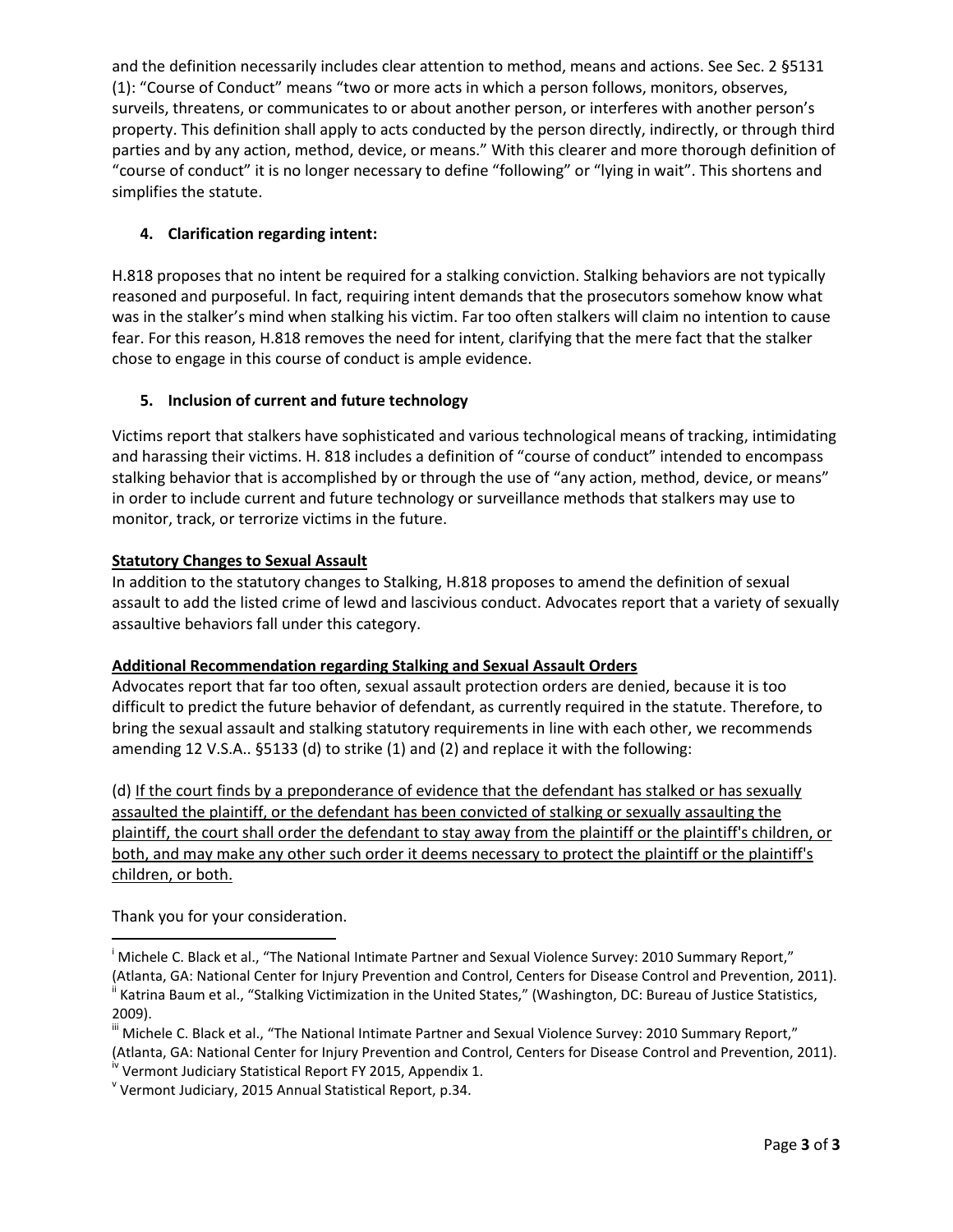and the definition necessarily includes clear attention to method, means and actions. See Sec. 2 §5131 (1): "Course of Conduct" means "two or more acts in which a person follows, monitors, observes, surveils, threatens, or communicates to or about another person, or interferes with another person's property. This definition shall apply to acts conducted by the person directly, indirectly, or through third parties and by any action, method, device, or means." With this clearer and more thorough definition of "course of conduct" it is no longer necessary to define "following" or "lying in wait". This shortens and simplifies the statute.

4. **Clarification regarding intent:**

H.818 proposes that no intent be required for a stalking conviction. Stalking behaviors are not typically reasoned and purposeful. In fact, requiring intent demands that the prosecutors somehow know what was in the stalker's mind when stalking his victim. Far too often stalkers will claim no intention to cause fear. For this reason, H.818 removes the need for intent, clarifying that the mere fact that the stalker chose to engage in this course of conduct is ample evidence.

5. **Inclusion of current and future technology**

Victims report that stalkers have sophisticated and various technological means of tracking, intimidating and harassing their victims. H. 818 includes a definition of "course of conduct" intended to encompass stalking behavior that is accomplished by or through the use of "any action, method, device, or means" in order to include current and future technology or surveillance methods that stalkers may use to monitor, track, or terrorize victims in the future.

**Statutory Changes to Sexual Assault**

In addition to the statutory changes to Stalking, H.818 proposes to amend the definition of sexual assault to add the listed crime of lewd and lascivious conduct. Advocates report that a variety of sexually assaultive behaviors fall under this category.

**Additional Recommendation regarding Stalking and Sexual Assault Orders**

Advocates report that far too often, sexual assault protection orders are denied, because it is too difficult to predict the future behavior of defendant, as currently required in the statute. Therefore, to bring the sexual assault and stalking statutory requirements in line with each other, we recommends amending 12 V.S.A.. §5133 (d) to strike (1) and (2) and replace it with the following:

(d) <u>If the court finds by a preponderance of evidence that the defendant has stalked or has sexually assaulted the plaintiff, or the defendant has been convicted of stalking or sexually assaulting the plaintiff, the court shall order the defendant to stay away from the plaintiff or the plaintiff's children, or both, and may make any other such order it deems necessary to protect the plaintiff or the plaintiff's children, or both.</u>

Thank you for your consideration.

---

[i] Michele C. Black et al., "The National Intimate Partner and Sexual Violence Survey: 2010 Summary Report," (Atlanta, GA: National Center for Injury Prevention and Control, Centers for Disease Control and Prevention, 2011).

[ii] Katrina Baum et al., "Stalking Victimization in the United States," (Washington, DC: Bureau of Justice Statistics, 2009).

[iii] Michele C. Black et al., "The National Intimate Partner and Sexual Violence Survey: 2010 Summary Report," (Atlanta, GA: National Center for Injury Prevention and Control, Centers for Disease Control and Prevention, 2011).

[iv] Vermont Judiciary Statistical Report FY 2015, Appendix 1.

[v] Vermont Judiciary, 2015 Annual Statistical Report, p.34.